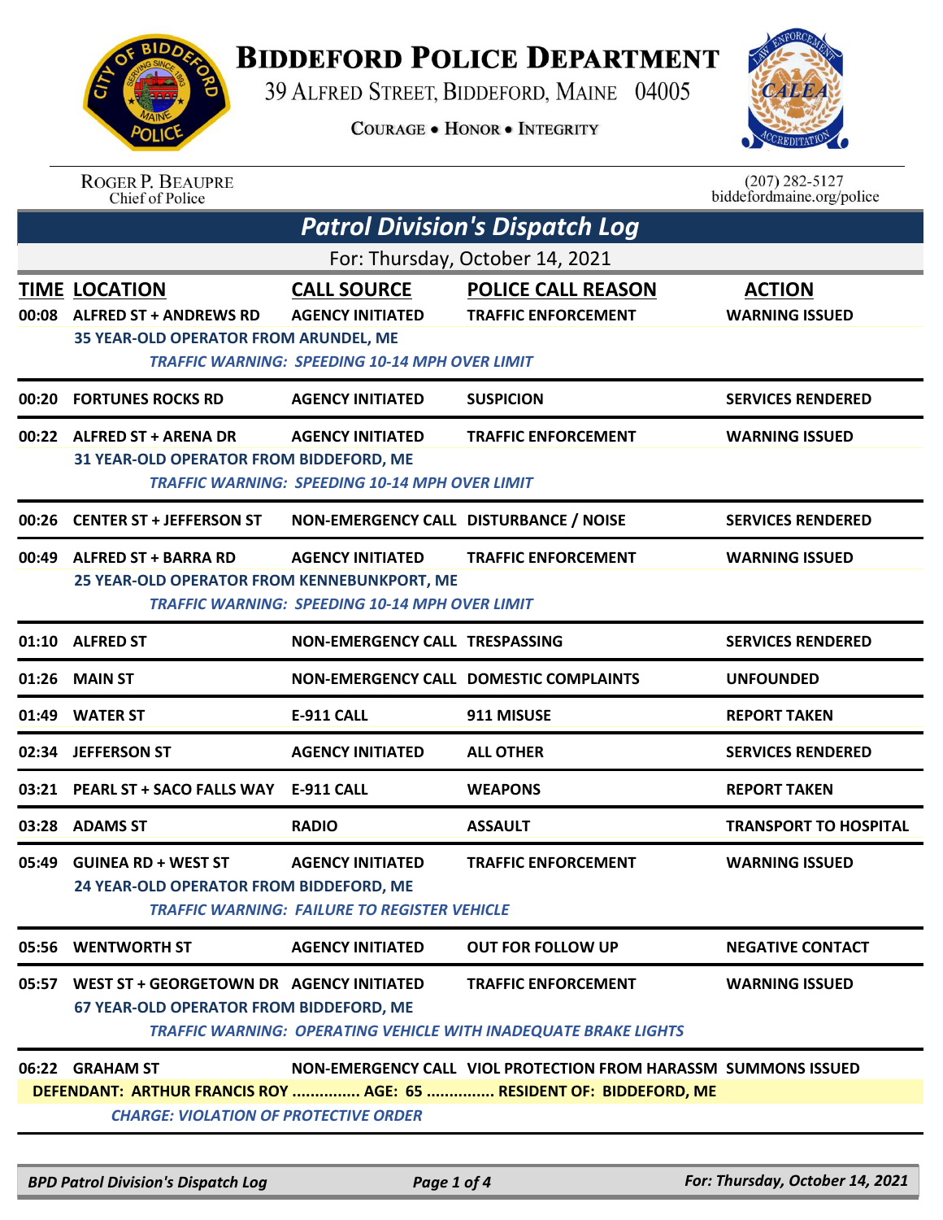# BIDDEFORD POLICE DEPARTMENT

39 ALFRED STREET, BIDDEFORD, MAINE 04005

COURAGE • HONOR • INTEGRITY

ROGER P. BEAUPRE
Chief of Police

(207) 282-5127
biddefordmaine.org/police

## *Patrol Division's Dispatch Log*

For: Thursday, October 14, 2021

| TIME | LOCATION | CALL SOURCE | POLICE CALL REASON | ACTION |
|---|---|---|---|---|
| 00:08 | ALFRED ST + ANDREWS RD | AGENCY INITIATED | TRAFFIC ENFORCEMENT | WARNING ISSUED |
| | 35 YEAR-OLD OPERATOR FROM ARUNDEL, ME | | | |
| | *TRAFFIC WARNING: SPEEDING 10-14 MPH OVER LIMIT* | | | |
| 00:20 | FORTUNES ROCKS RD | AGENCY INITIATED | SUSPICION | SERVICES RENDERED |
| 00:22 | ALFRED ST + ARENA DR | AGENCY INITIATED | TRAFFIC ENFORCEMENT | WARNING ISSUED |
| | 31 YEAR-OLD OPERATOR FROM BIDDEFORD, ME | | | |
| | *TRAFFIC WARNING: SPEEDING 10-14 MPH OVER LIMIT* | | | |
| 00:26 | CENTER ST + JEFFERSON ST | NON-EMERGENCY CALL | DISTURBANCE / NOISE | SERVICES RENDERED |
| 00:49 | ALFRED ST + BARRA RD | AGENCY INITIATED | TRAFFIC ENFORCEMENT | WARNING ISSUED |
| | 25 YEAR-OLD OPERATOR FROM KENNEBUNKPORT, ME | | | |
| | *TRAFFIC WARNING: SPEEDING 10-14 MPH OVER LIMIT* | | | |
| 01:10 | ALFRED ST | NON-EMERGENCY CALL | TRESPASSING | SERVICES RENDERED |
| 01:26 | MAIN ST | NON-EMERGENCY CALL | DOMESTIC COMPLAINTS | UNFOUNDED |
| 01:49 | WATER ST | E-911 CALL | 911 MISUSE | REPORT TAKEN |
| 02:34 | JEFFERSON ST | AGENCY INITIATED | ALL OTHER | SERVICES RENDERED |
| 03:21 | PEARL ST + SACO FALLS WAY | E-911 CALL | WEAPONS | REPORT TAKEN |
| 03:28 | ADAMS ST | RADIO | ASSAULT | TRANSPORT TO HOSPITAL |
| 05:49 | GUINEA RD + WEST ST | AGENCY INITIATED | TRAFFIC ENFORCEMENT | WARNING ISSUED |
| | 24 YEAR-OLD OPERATOR FROM BIDDEFORD, ME | | | |
| | *TRAFFIC WARNING: FAILURE TO REGISTER VEHICLE* | | | |
| 05:56 | WENTWORTH ST | AGENCY INITIATED | OUT FOR FOLLOW UP | NEGATIVE CONTACT |
| 05:57 | WEST ST + GEORGETOWN DR | AGENCY INITIATED | TRAFFIC ENFORCEMENT | WARNING ISSUED |
| | 67 YEAR-OLD OPERATOR FROM BIDDEFORD, ME | | | |
| | *TRAFFIC WARNING: OPERATING VEHICLE WITH INADEQUATE BRAKE LIGHTS* | | | |
| 06:22 | GRAHAM ST | NON-EMERGENCY CALL | VIOL PROTECTION FROM HARASSM | SUMMONS ISSUED |
| | DEFENDANT: ARTHUR FRANCIS ROY ............... AGE: 65 ............... RESIDENT OF: BIDDEFORD, ME | | | |
| | *CHARGE: VIOLATION OF PROTECTIVE ORDER* | | | |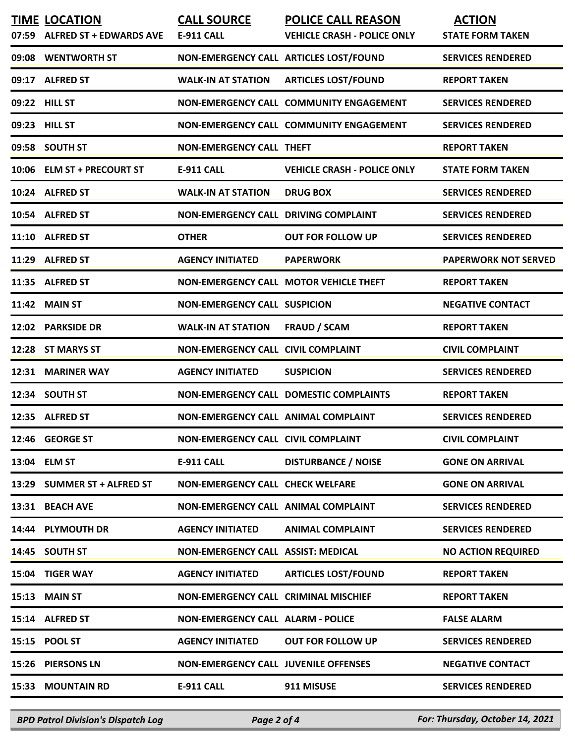| TIME | LOCATION | CALL SOURCE | POLICE CALL REASON | ACTION |
|---|---|---|---|---|
| 07:59 | ALFRED ST + EDWARDS AVE | E-911 CALL | VEHICLE CRASH - POLICE ONLY | STATE FORM TAKEN |
| 09:08 | WENTWORTH ST | NON-EMERGENCY CALL | ARTICLES LOST/FOUND | SERVICES RENDERED |
| 09:17 | ALFRED ST | WALK-IN AT STATION | ARTICLES LOST/FOUND | REPORT TAKEN |
| 09:22 | HILL ST | NON-EMERGENCY CALL | COMMUNITY ENGAGEMENT | SERVICES RENDERED |
| 09:23 | HILL ST | NON-EMERGENCY CALL | COMMUNITY ENGAGEMENT | SERVICES RENDERED |
| 09:58 | SOUTH ST | NON-EMERGENCY CALL | THEFT | REPORT TAKEN |
| 10:06 | ELM ST + PRECOURT ST | E-911 CALL | VEHICLE CRASH - POLICE ONLY | STATE FORM TAKEN |
| 10:24 | ALFRED ST | WALK-IN AT STATION | DRUG BOX | SERVICES RENDERED |
| 10:54 | ALFRED ST | NON-EMERGENCY CALL | DRIVING COMPLAINT | SERVICES RENDERED |
| 11:10 | ALFRED ST | OTHER | OUT FOR FOLLOW UP | SERVICES RENDERED |
| 11:29 | ALFRED ST | AGENCY INITIATED | PAPERWORK | PAPERWORK NOT SERVED |
| 11:35 | ALFRED ST | NON-EMERGENCY CALL | MOTOR VEHICLE THEFT | REPORT TAKEN |
| 11:42 | MAIN ST | NON-EMERGENCY CALL | SUSPICION | NEGATIVE CONTACT |
| 12:02 | PARKSIDE DR | WALK-IN AT STATION | FRAUD / SCAM | REPORT TAKEN |
| 12:28 | ST MARYS ST | NON-EMERGENCY CALL | CIVIL COMPLAINT | CIVIL COMPLAINT |
| 12:31 | MARINER WAY | AGENCY INITIATED | SUSPICION | SERVICES RENDERED |
| 12:34 | SOUTH ST | NON-EMERGENCY CALL | DOMESTIC COMPLAINTS | REPORT TAKEN |
| 12:35 | ALFRED ST | NON-EMERGENCY CALL | ANIMAL COMPLAINT | SERVICES RENDERED |
| 12:46 | GEORGE ST | NON-EMERGENCY CALL | CIVIL COMPLAINT | CIVIL COMPLAINT |
| 13:04 | ELM ST | E-911 CALL | DISTURBANCE / NOISE | GONE ON ARRIVAL |
| 13:29 | SUMMER ST + ALFRED ST | NON-EMERGENCY CALL | CHECK WELFARE | GONE ON ARRIVAL |
| 13:31 | BEACH AVE | NON-EMERGENCY CALL | ANIMAL COMPLAINT | SERVICES RENDERED |
| 14:44 | PLYMOUTH DR | AGENCY INITIATED | ANIMAL COMPLAINT | SERVICES RENDERED |
| 14:45 | SOUTH ST | NON-EMERGENCY CALL | ASSIST: MEDICAL | NO ACTION REQUIRED |
| 15:04 | TIGER WAY | AGENCY INITIATED | ARTICLES LOST/FOUND | REPORT TAKEN |
| 15:13 | MAIN ST | NON-EMERGENCY CALL | CRIMINAL MISCHIEF | REPORT TAKEN |
| 15:14 | ALFRED ST | NON-EMERGENCY CALL | ALARM - POLICE | FALSE ALARM |
| 15:15 | POOL ST | AGENCY INITIATED | OUT FOR FOLLOW UP | SERVICES RENDERED |
| 15:26 | PIERSONS LN | NON-EMERGENCY CALL | JUVENILE OFFENSES | NEGATIVE CONTACT |
| 15:33 | MOUNTAIN RD | E-911 CALL | 911 MISUSE | SERVICES RENDERED |

*BPD Patrol Division's Dispatch Log* — *For: Thursday, October 14, 2021*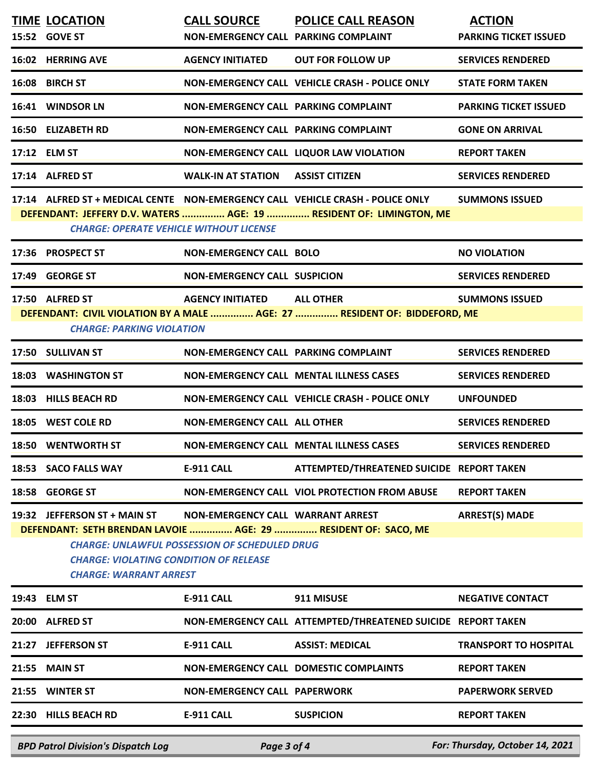| TIME | LOCATION | CALL SOURCE | POLICE CALL REASON | ACTION |
|---|---|---|---|---|
| 15:52 | GOVE ST | NON-EMERGENCY CALL | PARKING COMPLAINT | PARKING TICKET ISSUED |
| 16:02 | HERRING AVE | AGENCY INITIATED | OUT FOR FOLLOW UP | SERVICES RENDERED |
| 16:08 | BIRCH ST | NON-EMERGENCY CALL | VEHICLE CRASH - POLICE ONLY | STATE FORM TAKEN |
| 16:41 | WINDSOR LN | NON-EMERGENCY CALL | PARKING COMPLAINT | PARKING TICKET ISSUED |
| 16:50 | ELIZABETH RD | NON-EMERGENCY CALL | PARKING COMPLAINT | GONE ON ARRIVAL |
| 17:12 | ELM ST | NON-EMERGENCY CALL | LIQUOR LAW VIOLATION | REPORT TAKEN |
| 17:14 | ALFRED ST | WALK-IN AT STATION | ASSIST CITIZEN | SERVICES RENDERED |
| 17:14 | ALFRED ST + MEDICAL CENTE | NON-EMERGENCY CALL | VEHICLE CRASH - POLICE ONLY | SUMMONS ISSUED |

**DEFENDANT: JEFFERY D.V. WATERS ............... AGE: 19 ............... RESIDENT OF: LIMINGTON, ME**

*CHARGE: OPERATE VEHICLE WITHOUT LICENSE*

| TIME | LOCATION | CALL SOURCE | POLICE CALL REASON | ACTION |
|---|---|---|---|---|
| 17:36 | PROSPECT ST | NON-EMERGENCY CALL | BOLO | NO VIOLATION |
| 17:49 | GEORGE ST | NON-EMERGENCY CALL | SUSPICION | SERVICES RENDERED |
| 17:50 | ALFRED ST | AGENCY INITIATED | ALL OTHER | SUMMONS ISSUED |

**DEFENDANT: CIVIL VIOLATION BY A MALE ............... AGE: 27 ............... RESIDENT OF: BIDDEFORD, ME**

*CHARGE: PARKING VIOLATION*

| TIME | LOCATION | CALL SOURCE | POLICE CALL REASON | ACTION |
|---|---|---|---|---|
| 17:50 | SULLIVAN ST | NON-EMERGENCY CALL | PARKING COMPLAINT | SERVICES RENDERED |
| 18:03 | WASHINGTON ST | NON-EMERGENCY CALL | MENTAL ILLNESS CASES | SERVICES RENDERED |
| 18:03 | HILLS BEACH RD | NON-EMERGENCY CALL | VEHICLE CRASH - POLICE ONLY | UNFOUNDED |
| 18:05 | WEST COLE RD | NON-EMERGENCY CALL | ALL OTHER | SERVICES RENDERED |
| 18:50 | WENTWORTH ST | NON-EMERGENCY CALL | MENTAL ILLNESS CASES | SERVICES RENDERED |
| 18:53 | SACO FALLS WAY | E-911 CALL | ATTEMPTED/THREATENED SUICIDE | REPORT TAKEN |
| 18:58 | GEORGE ST | NON-EMERGENCY CALL | VIOL PROTECTION FROM ABUSE | REPORT TAKEN |
| 19:32 | JEFFERSON ST + MAIN ST | NON-EMERGENCY CALL | WARRANT ARREST | ARREST(S) MADE |

**DEFENDANT: SETH BRENDAN LAVOIE ............... AGE: 29 ............... RESIDENT OF: SACO, ME**

*CHARGE: UNLAWFUL POSSESSION OF SCHEDULED DRUG*
*CHARGE: VIOLATING CONDITION OF RELEASE*
*CHARGE: WARRANT ARREST*

| TIME | LOCATION | CALL SOURCE | POLICE CALL REASON | ACTION |
|---|---|---|---|---|
| 19:43 | ELM ST | E-911 CALL | 911 MISUSE | NEGATIVE CONTACT |
| 20:00 | ALFRED ST | NON-EMERGENCY CALL | ATTEMPTED/THREATENED SUICIDE | REPORT TAKEN |
| 21:27 | JEFFERSON ST | E-911 CALL | ASSIST: MEDICAL | TRANSPORT TO HOSPITAL |
| 21:55 | MAIN ST | NON-EMERGENCY CALL | DOMESTIC COMPLAINTS | REPORT TAKEN |
| 21:55 | WINTER ST | NON-EMERGENCY CALL | PAPERWORK | PAPERWORK SERVED |
| 22:30 | HILLS BEACH RD | E-911 CALL | SUSPICION | REPORT TAKEN |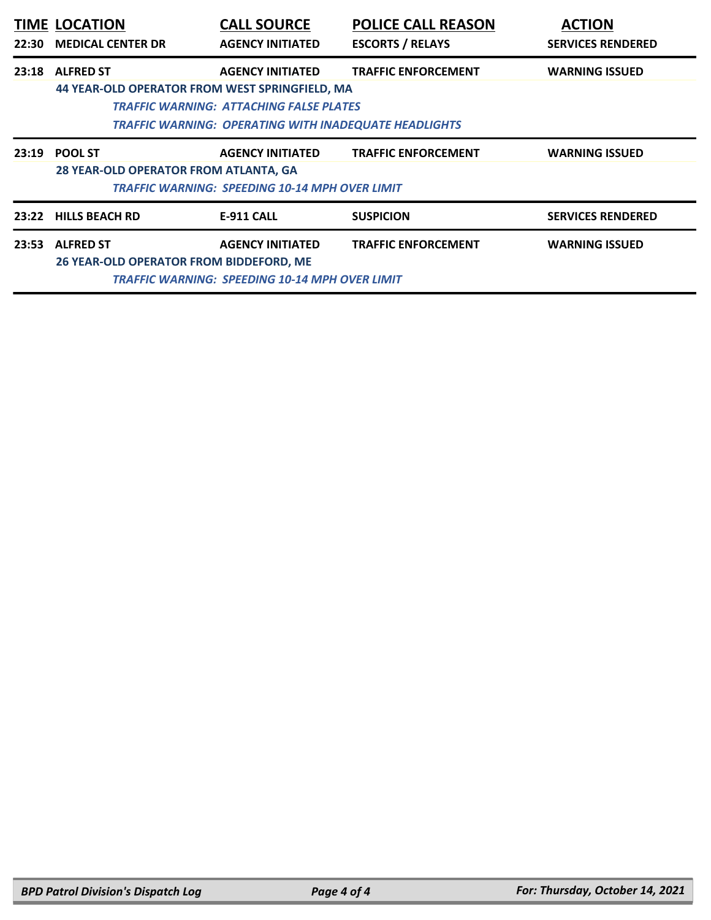| TIME | LOCATION | CALL SOURCE | POLICE CALL REASON | ACTION |
|---|---|---|---|---|
| 22:30 | MEDICAL CENTER DR | AGENCY INITIATED | ESCORTS / RELAYS | SERVICES RENDERED |
| 23:18 | ALFRED ST | AGENCY INITIATED | TRAFFIC ENFORCEMENT | WARNING ISSUED |
| | 44 YEAR-OLD OPERATOR FROM WEST SPRINGFIELD, MA<br>*TRAFFIC WARNING: ATTACHING FALSE PLATES*<br>*TRAFFIC WARNING: OPERATING WITH INADEQUATE HEADLIGHTS* | | | |
| 23:19 | POOL ST | AGENCY INITIATED | TRAFFIC ENFORCEMENT | WARNING ISSUED |
| | 28 YEAR-OLD OPERATOR FROM ATLANTA, GA<br>*TRAFFIC WARNING: SPEEDING 10-14 MPH OVER LIMIT* | | | |
| 23:22 | HILLS BEACH RD | E-911 CALL | SUSPICION | SERVICES RENDERED |
| 23:53 | ALFRED ST | AGENCY INITIATED | TRAFFIC ENFORCEMENT | WARNING ISSUED |
| | 26 YEAR-OLD OPERATOR FROM BIDDEFORD, ME<br>*TRAFFIC WARNING: SPEEDING 10-14 MPH OVER LIMIT* | | | |